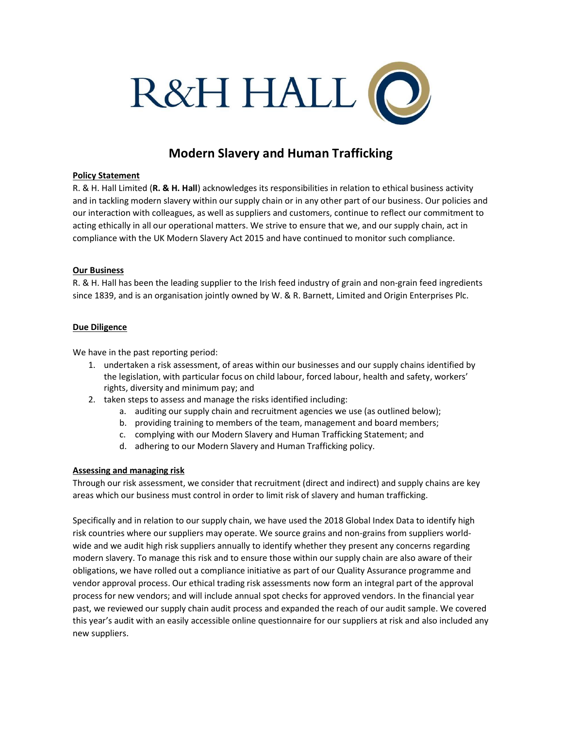R&H HALL

# Modern Slavery and Human Trafficking

**Policy Statement**

R. & H. Hall Limited (**R. & H. Hall**) acknowledges its responsibilities in relation to ethical business activity and in tackling modern slavery within our supply chain or in any other part of our business. Our policies and our interaction with colleagues, as well as suppliers and customers, continue to reflect our commitment to acting ethically in all our operational matters. We strive to ensure that we, and our supply chain, act in compliance with the UK Modern Slavery Act 2015 and have continued to monitor such compliance.

**Our Business**

R. & H. Hall has been the leading supplier to the Irish feed industry of grain and non-grain feed ingredients since 1839, and is an organisation jointly owned by W. & R. Barnett, Limited and Origin Enterprises Plc.

**Due Diligence**

We have in the past reporting period:

1. undertaken a risk assessment, of areas within our businesses and our supply chains identified by the legislation, with particular focus on child labour, forced labour, health and safety, workers' rights, diversity and minimum pay; and
2. taken steps to assess and manage the risks identified including:
    a. auditing our supply chain and recruitment agencies we use (as outlined below);
    b. providing training to members of the team, management and board members;
    c. complying with our Modern Slavery and Human Trafficking Statement; and
    d. adhering to our Modern Slavery and Human Trafficking policy.

**Assessing and managing risk**

Through our risk assessment, we consider that recruitment (direct and indirect) and supply chains are key areas which our business must control in order to limit risk of slavery and human trafficking.

Specifically and in relation to our supply chain, we have used the 2018 Global Index Data to identify high risk countries where our suppliers may operate. We source grains and non-grains from suppliers world-wide and we audit high risk suppliers annually to identify whether they present any concerns regarding modern slavery. To manage this risk and to ensure those within our supply chain are also aware of their obligations, we have rolled out a compliance initiative as part of our Quality Assurance programme and vendor approval process. Our ethical trading risk assessments now form an integral part of the approval process for new vendors; and will include annual spot checks for approved vendors. In the financial year past, we reviewed our supply chain audit process and expanded the reach of our audit sample. We covered this year's audit with an easily accessible online questionnaire for our suppliers at risk and also included any new suppliers.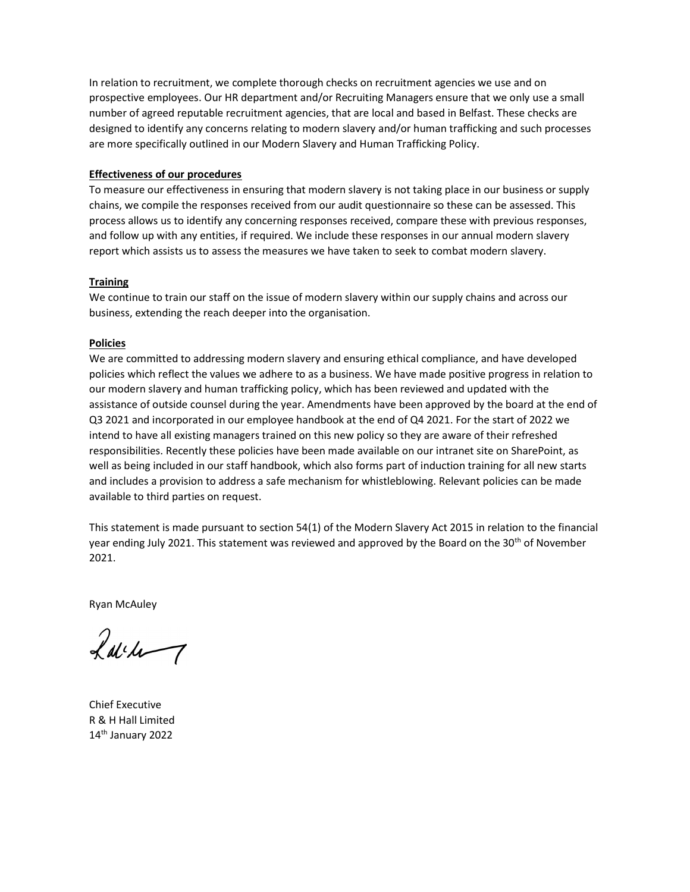In relation to recruitment, we complete thorough checks on recruitment agencies we use and on prospective employees. Our HR department and/or Recruiting Managers ensure that we only use a small number of agreed reputable recruitment agencies, that are local and based in Belfast. These checks are designed to identify any concerns relating to modern slavery and/or human trafficking and such processes are more specifically outlined in our Modern Slavery and Human Trafficking Policy.

**Effectiveness of our procedures**

To measure our effectiveness in ensuring that modern slavery is not taking place in our business or supply chains, we compile the responses received from our audit questionnaire so these can be assessed. This process allows us to identify any concerning responses received, compare these with previous responses, and follow up with any entities, if required. We include these responses in our annual modern slavery report which assists us to assess the measures we have taken to seek to combat modern slavery.

**Training**

We continue to train our staff on the issue of modern slavery within our supply chains and across our business, extending the reach deeper into the organisation.

**Policies**

We are committed to addressing modern slavery and ensuring ethical compliance, and have developed policies which reflect the values we adhere to as a business. We have made positive progress in relation to our modern slavery and human trafficking policy, which has been reviewed and updated with the assistance of outside counsel during the year. Amendments have been approved by the board at the end of Q3 2021 and incorporated in our employee handbook at the end of Q4 2021. For the start of 2022 we intend to have all existing managers trained on this new policy so they are aware of their refreshed responsibilities. Recently these policies have been made available on our intranet site on SharePoint, as well as being included in our staff handbook, which also forms part of induction training for all new starts and includes a provision to address a safe mechanism for whistleblowing. Relevant policies can be made available to third parties on request.

This statement is made pursuant to section 54(1) of the Modern Slavery Act 2015 in relation to the financial year ending July 2021. This statement was reviewed and approved by the Board on the 30th of November 2021.

Ryan McAuley

Chief Executive
R & H Hall Limited
14th January 2022